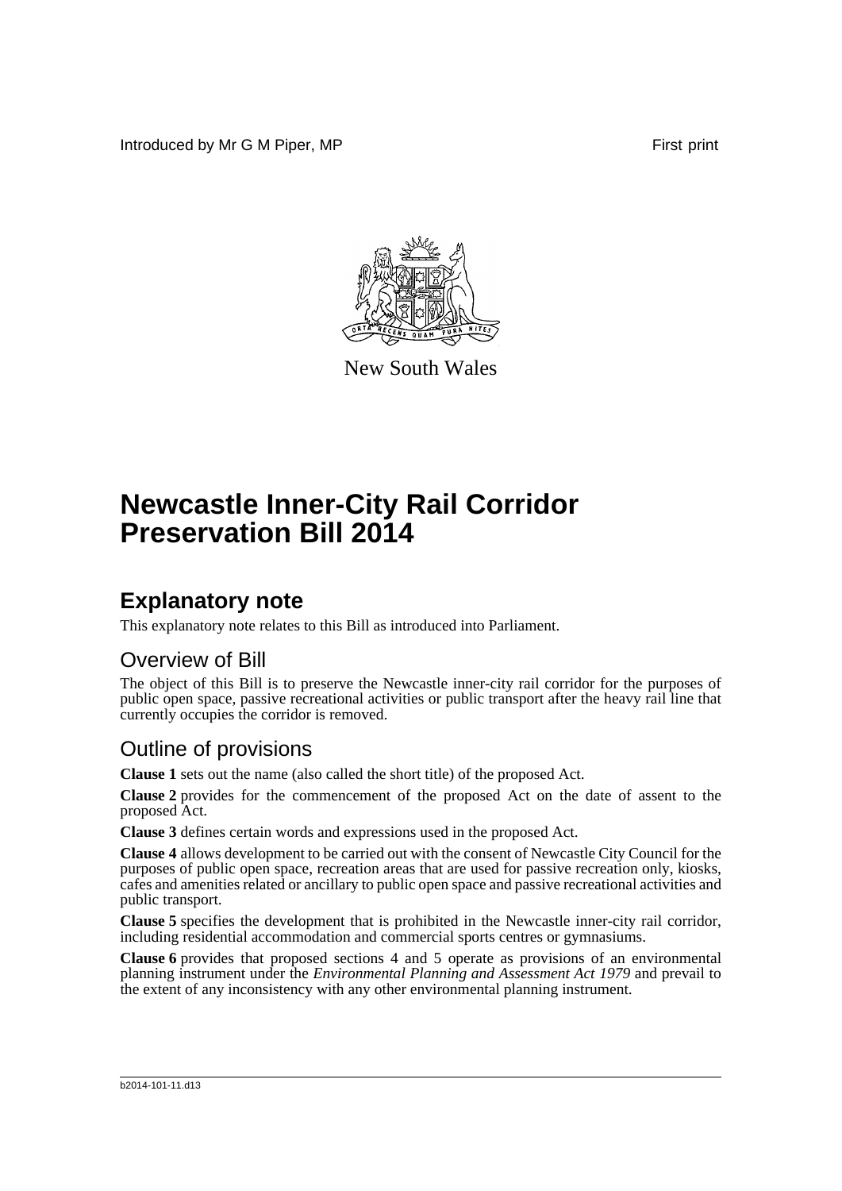Introduced by Mr G M Piper, MP

First print

New South Wales

# Newcastle Inner-City Rail Corridor Preservation Bill 2014

## Explanatory note

This explanatory note relates to this Bill as introduced into Parliament.

### Overview of Bill

The object of this Bill is to preserve the Newcastle inner-city rail corridor for the purposes of public open space, passive recreational activities or public transport after the heavy rail line that currently occupies the corridor is removed.

### Outline of provisions

**Clause 1** sets out the name (also called the short title) of the proposed Act.

**Clause 2** provides for the commencement of the proposed Act on the date of assent to the proposed Act.

**Clause 3** defines certain words and expressions used in the proposed Act.

**Clause 4** allows development to be carried out with the consent of Newcastle City Council for the purposes of public open space, recreation areas that are used for passive recreation only, kiosks, cafes and amenities related or ancillary to public open space and passive recreational activities and public transport.

**Clause 5** specifies the development that is prohibited in the Newcastle inner-city rail corridor, including residential accommodation and commercial sports centres or gymnasiums.

**Clause 6** provides that proposed sections 4 and 5 operate as provisions of an environmental planning instrument under the *Environmental Planning and Assessment Act 1979* and prevail to the extent of any inconsistency with any other environmental planning instrument.

b2014-101-11.d13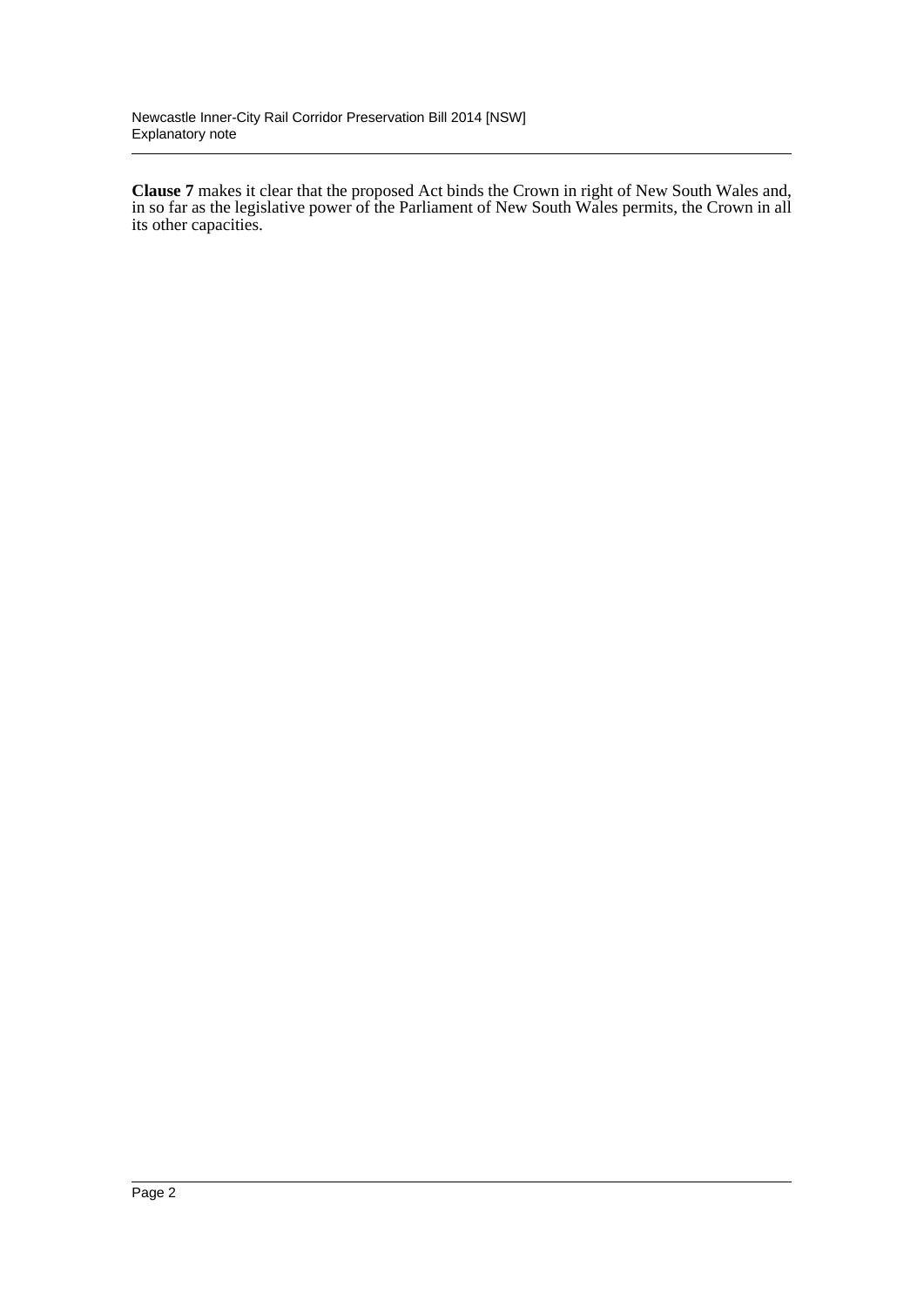**Clause 7** makes it clear that the proposed Act binds the Crown in right of New South Wales and, in so far as the legislative power of the Parliament of New South Wales permits, the Crown in all its other capacities.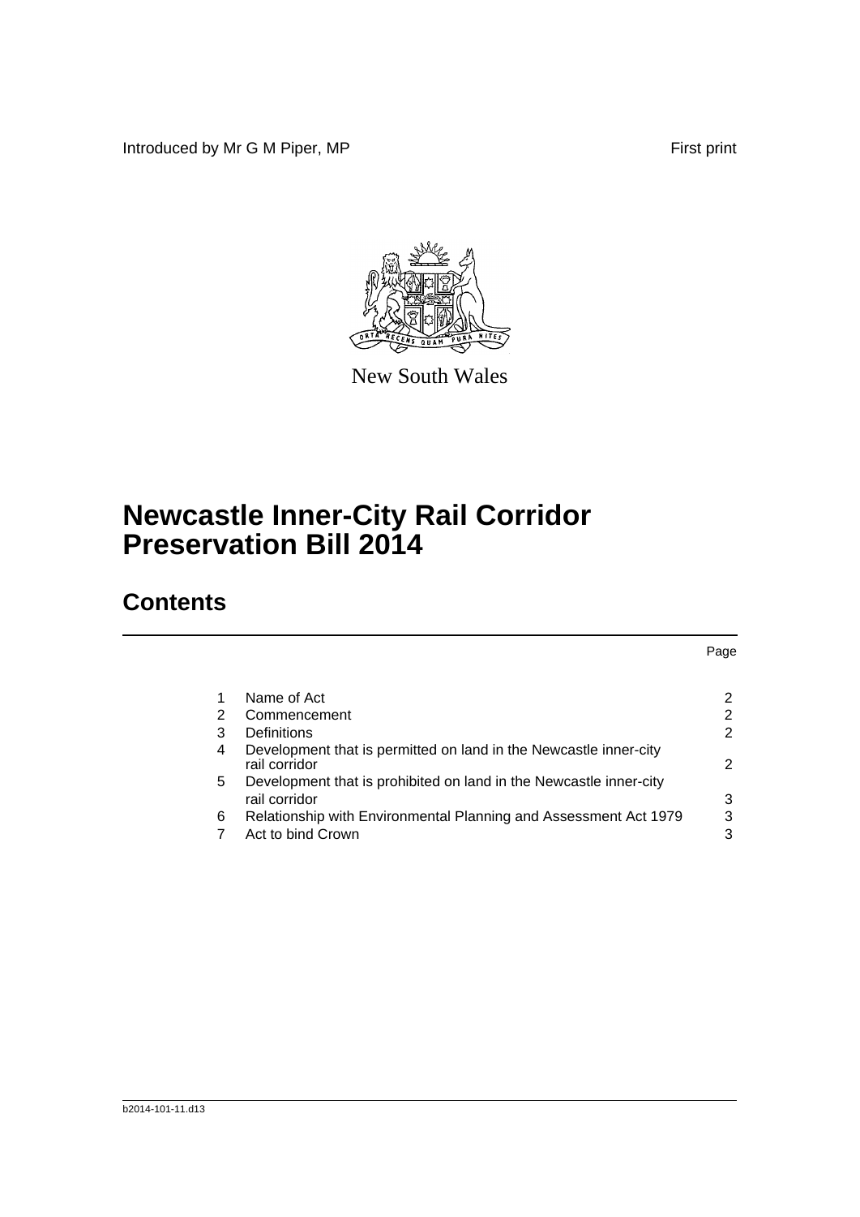Introduced by Mr G M Piper, MP First print

New South Wales

# Newcastle Inner-City Rail Corridor Preservation Bill 2014

## Contents

| | | Page |
|---|---|---|
| 1 | Name of Act | 2 |
| 2 | Commencement | 2 |
| 3 | Definitions | 2 |
| 4 | Development that is permitted on land in the Newcastle inner-city rail corridor | 2 |
| 5 | Development that is prohibited on land in the Newcastle inner-city rail corridor | 3 |
| 6 | Relationship with Environmental Planning and Assessment Act 1979 | 3 |
| 7 | Act to bind Crown | 3 |

b2014-101-11.d13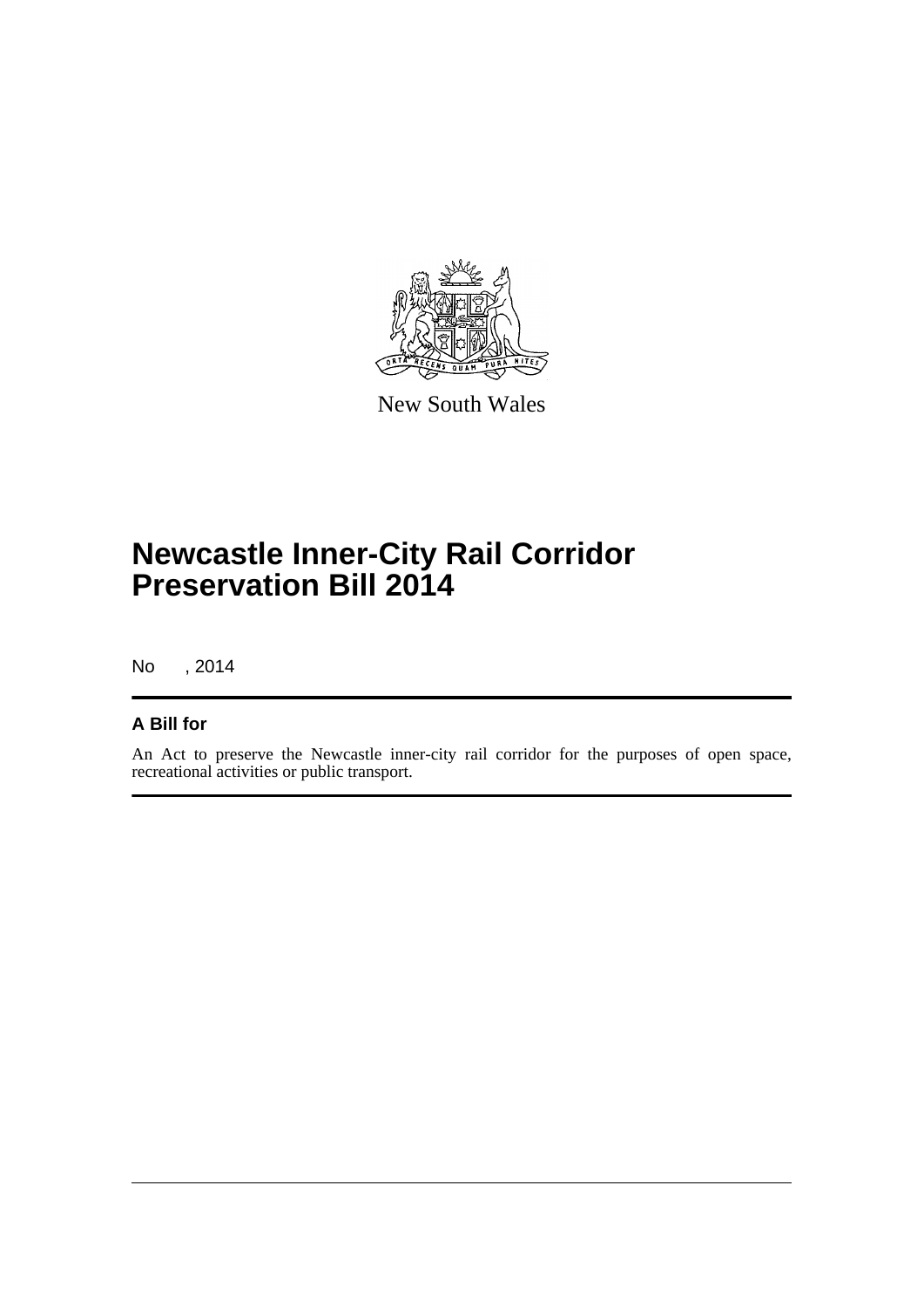New South Wales

# Newcastle Inner-City Rail Corridor Preservation Bill 2014

No , 2014

## A Bill for

An Act to preserve the Newcastle inner-city rail corridor for the purposes of open space, recreational activities or public transport.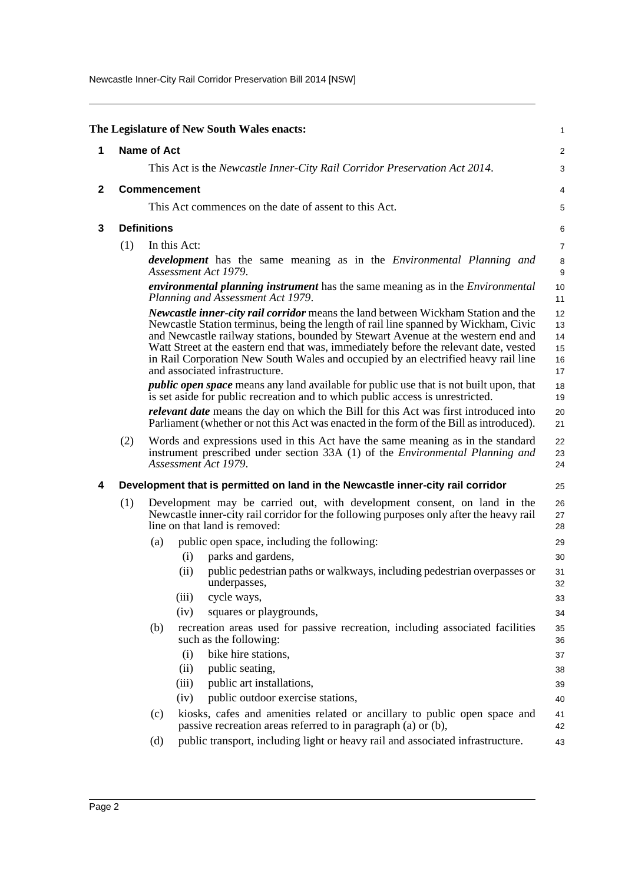**The Legislature of New South Wales enacts:**

## 1 Name of Act

This Act is the *Newcastle Inner-City Rail Corridor Preservation Act 2014*.

## 2 Commencement

This Act commences on the date of assent to this Act.

## 3 Definitions

(1) In this Act:

***development*** has the same meaning as in the *Environmental Planning and Assessment Act 1979*.

***environmental planning instrument*** has the same meaning as in the *Environmental Planning and Assessment Act 1979*.

***Newcastle inner-city rail corridor*** means the land between Wickham Station and the Newcastle Station terminus, being the length of rail line spanned by Wickham, Civic and Newcastle railway stations, bounded by Stewart Avenue at the western end and Watt Street at the eastern end that was, immediately before the relevant date, vested in Rail Corporation New South Wales and occupied by an electrified heavy rail line and associated infrastructure.

***public open space*** means any land available for public use that is not built upon, that is set aside for public recreation and to which public access is unrestricted.

***relevant date*** means the day on which the Bill for this Act was first introduced into Parliament (whether or not this Act was enacted in the form of the Bill as introduced).

(2) Words and expressions used in this Act have the same meaning as in the standard instrument prescribed under section 33A (1) of the *Environmental Planning and Assessment Act 1979*.

## 4 Development that is permitted on land in the Newcastle inner-city rail corridor

(1) Development may be carried out, with development consent, on land in the Newcastle inner-city rail corridor for the following purposes only after the heavy rail line on that land is removed:

- (a) public open space, including the following:
  - (i) parks and gardens,
  - (ii) public pedestrian paths or walkways, including pedestrian overpasses or underpasses,
  - (iii) cycle ways,
  - (iv) squares or playgrounds,
- (b) recreation areas used for passive recreation, including associated facilities such as the following:
  - (i) bike hire stations,
  - (ii) public seating,
  - (iii) public art installations,
  - (iv) public outdoor exercise stations,
- (c) kiosks, cafes and amenities related or ancillary to public open space and passive recreation areas referred to in paragraph (a) or (b),
- (d) public transport, including light or heavy rail and associated infrastructure.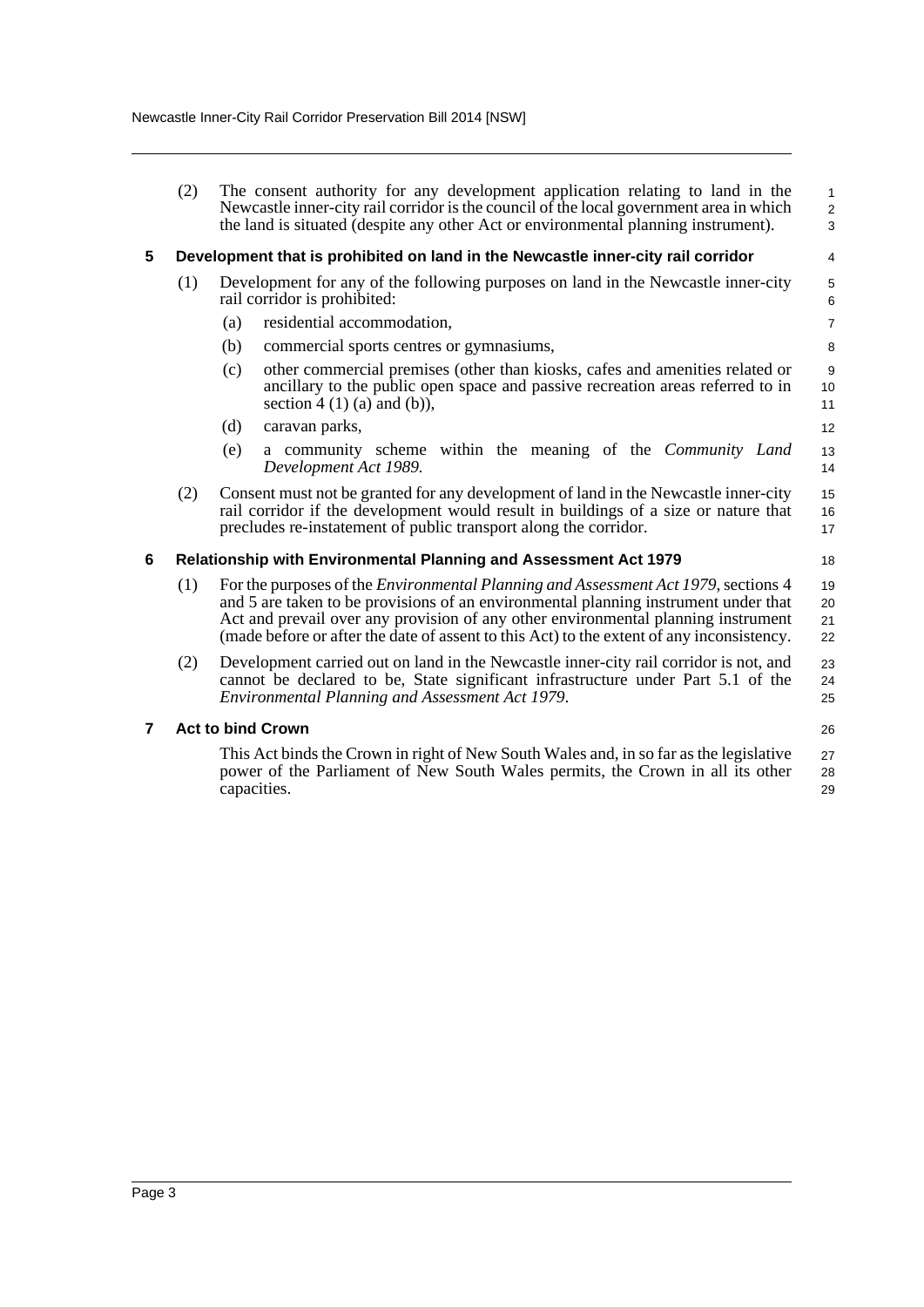(2) The consent authority for any development application relating to land in the Newcastle inner-city rail corridor is the council of the local government area in which the land is situated (despite any other Act or environmental planning instrument).

## 5 Development that is prohibited on land in the Newcastle inner-city rail corridor

(1) Development for any of the following purposes on land in the Newcastle inner-city rail corridor is prohibited:

- (a) residential accommodation,
- (b) commercial sports centres or gymnasiums,
- (c) other commercial premises (other than kiosks, cafes and amenities related or ancillary to the public open space and passive recreation areas referred to in section 4 (1) (a) and (b)),
- (d) caravan parks,
- (e) a community scheme within the meaning of the *Community Land Development Act 1989*.

(2) Consent must not be granted for any development of land in the Newcastle inner-city rail corridor if the development would result in buildings of a size or nature that precludes re-instatement of public transport along the corridor.

## 6 Relationship with Environmental Planning and Assessment Act 1979

(1) For the purposes of the *Environmental Planning and Assessment Act 1979*, sections 4 and 5 are taken to be provisions of an environmental planning instrument under that Act and prevail over any provision of any other environmental planning instrument (made before or after the date of assent to this Act) to the extent of any inconsistency.

(2) Development carried out on land in the Newcastle inner-city rail corridor is not, and cannot be declared to be, State significant infrastructure under Part 5.1 of the *Environmental Planning and Assessment Act 1979*.

## 7 Act to bind Crown

This Act binds the Crown in right of New South Wales and, in so far as the legislative power of the Parliament of New South Wales permits, the Crown in all its other capacities.